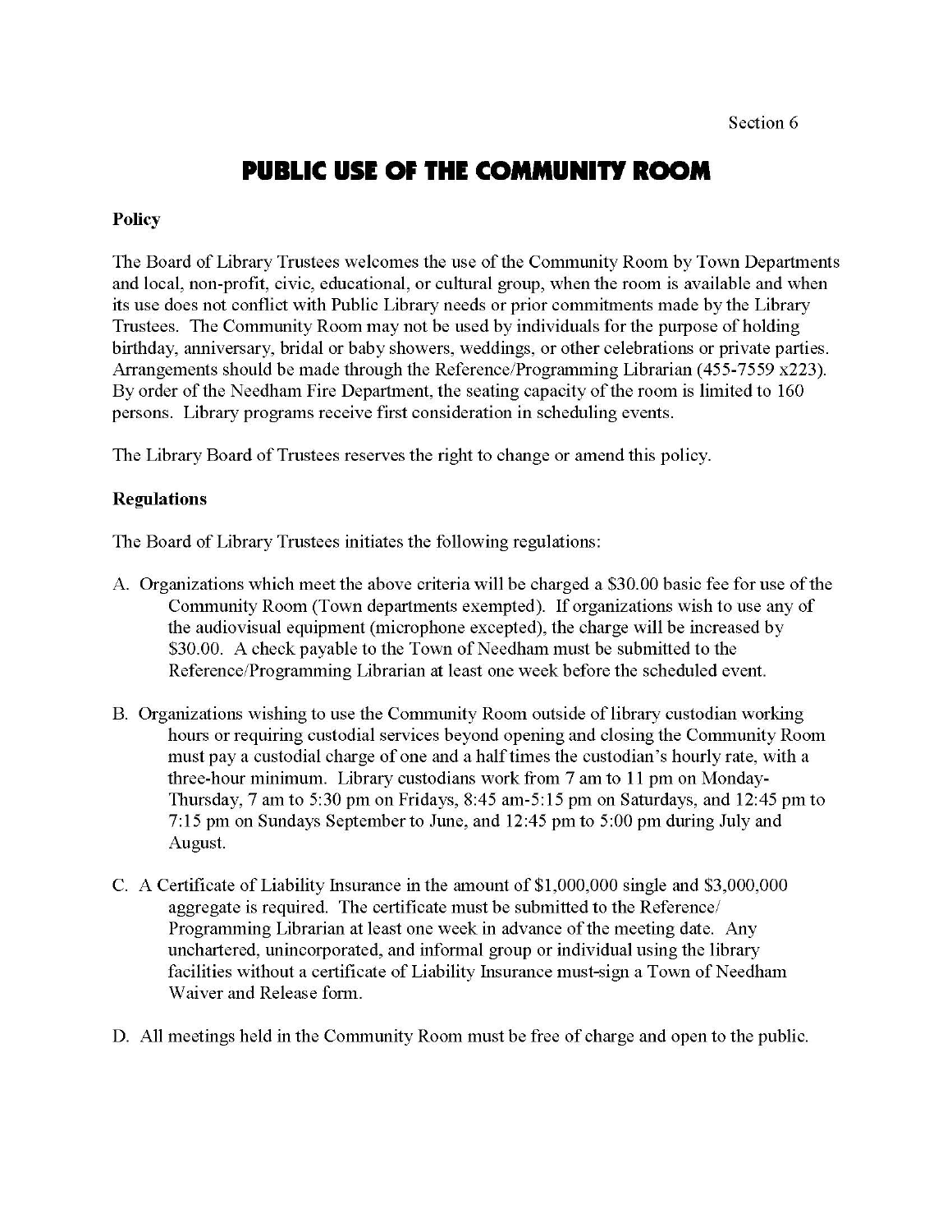Section 6

# PUBLIC USE OF THE COMMUNITY ROOM

**Policy**

The Board of Library Trustees welcomes the use of the Community Room by Town Departments and local, non-profit, civic, educational, or cultural group, when the room is available and when its use does not conflict with Public Library needs or prior commitments made by the Library Trustees. The Community Room may not be used by individuals for the purpose of holding birthday, anniversary, bridal or baby showers, weddings, or other celebrations or private parties. Arrangements should be made through the Reference/Programming Librarian (455-7559 x223). By order of the Needham Fire Department, the seating capacity of the room is limited to 160 persons. Library programs receive first consideration in scheduling events.

The Library Board of Trustees reserves the right to change or amend this policy.

**Regulations**

The Board of Library Trustees initiates the following regulations:

A. Organizations which meet the above criteria will be charged a $30.00 basic fee for use of the Community Room (Town departments exempted). If organizations wish to use any of the audiovisual equipment (microphone excepted), the charge will be increased by $30.00. A check payable to the Town of Needham must be submitted to the Reference/Programming Librarian at least one week before the scheduled event.

B. Organizations wishing to use the Community Room outside of library custodian working hours or requiring custodial services beyond opening and closing the Community Room must pay a custodial charge of one and a half times the custodian's hourly rate, with a three-hour minimum. Library custodians work from 7 am to 11 pm on Monday-Thursday, 7 am to 5:30 pm on Fridays, 8:45 am-5:15 pm on Saturdays, and 12:45 pm to 7:15 pm on Sundays September to June, and 12:45 pm to 5:00 pm during July and August.

C. A Certificate of Liability Insurance in the amount of $1,000,000 single and $3,000,000 aggregate is required. The certificate must be submitted to the Reference/ Programming Librarian at least one week in advance of the meeting date. Any unchartered, unincorporated, and informal group or individual using the library facilities without a certificate of Liability Insurance must-sign a Town of Needham Waiver and Release form.

D. All meetings held in the Community Room must be free of charge and open to the public.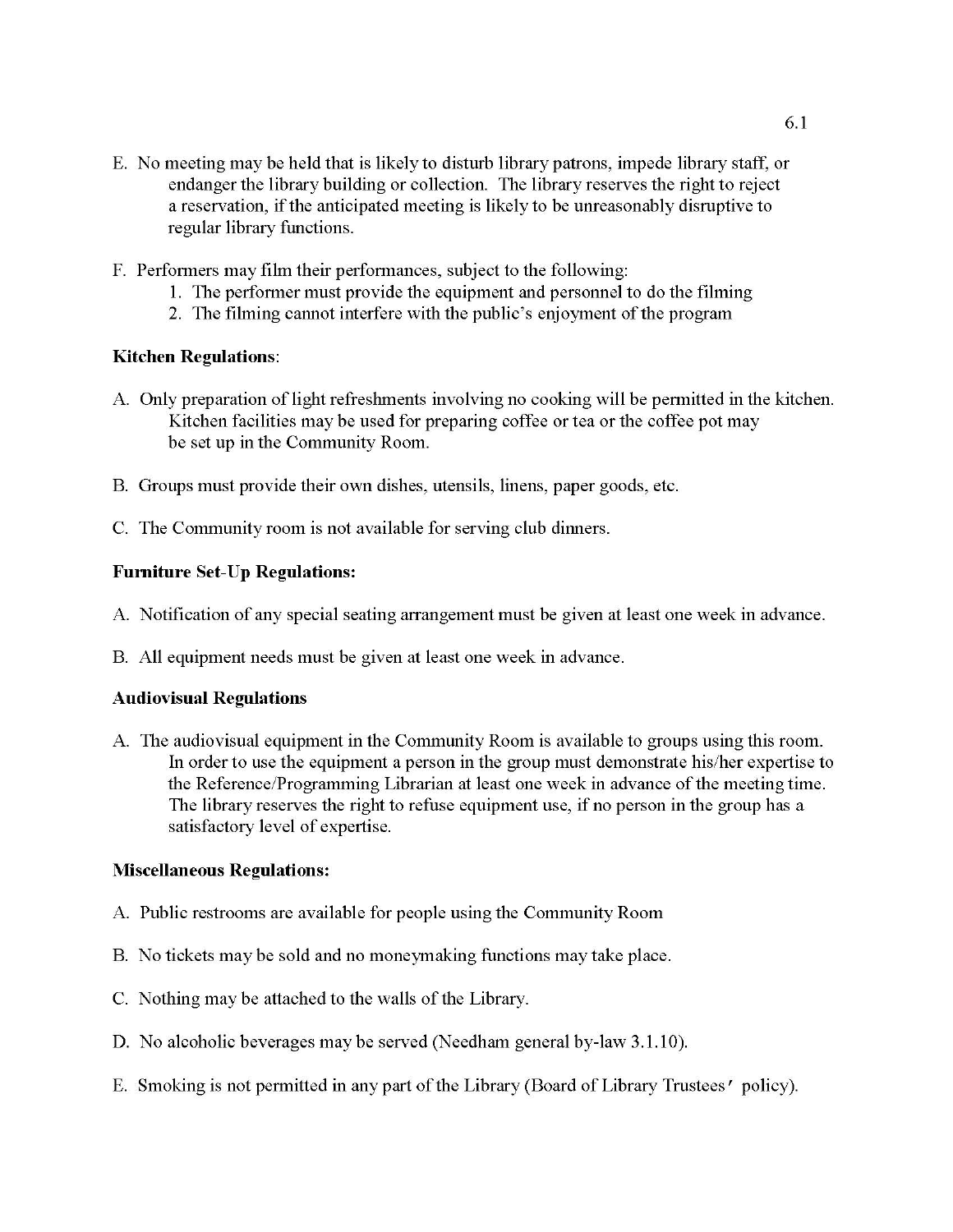E. No meeting may be held that is likely to disturb library patrons, impede library staff, or endanger the library building or collection. The library reserves the right to reject a reservation, if the anticipated meeting is likely to be unreasonably disruptive to regular library functions.

F. Performers may film their performances, subject to the following:
   1. The performer must provide the equipment and personnel to do the filming
   2. The filming cannot interfere with the public's enjoyment of the program

**Kitchen Regulations**:

A. Only preparation of light refreshments involving no cooking will be permitted in the kitchen. Kitchen facilities may be used for preparing coffee or tea or the coffee pot may be set up in the Community Room.

B. Groups must provide their own dishes, utensils, linens, paper goods, etc.

C. The Community room is not available for serving club dinners.

**Furniture Set-Up Regulations:**

A. Notification of any special seating arrangement must be given at least one week in advance.

B. All equipment needs must be given at least one week in advance.

**Audiovisual Regulations**

A. The audiovisual equipment in the Community Room is available to groups using this room. In order to use the equipment a person in the group must demonstrate his/her expertise to the Reference/Programming Librarian at least one week in advance of the meeting time. The library reserves the right to refuse equipment use, if no person in the group has a satisfactory level of expertise.

**Miscellaneous Regulations:**

A. Public restrooms are available for people using the Community Room

B. No tickets may be sold and no moneymaking functions may take place.

C. Nothing may be attached to the walls of the Library.

D. No alcoholic beverages may be served (Needham general by-law 3.1.10).

E. Smoking is not permitted in any part of the Library (Board of Library Trustees' policy).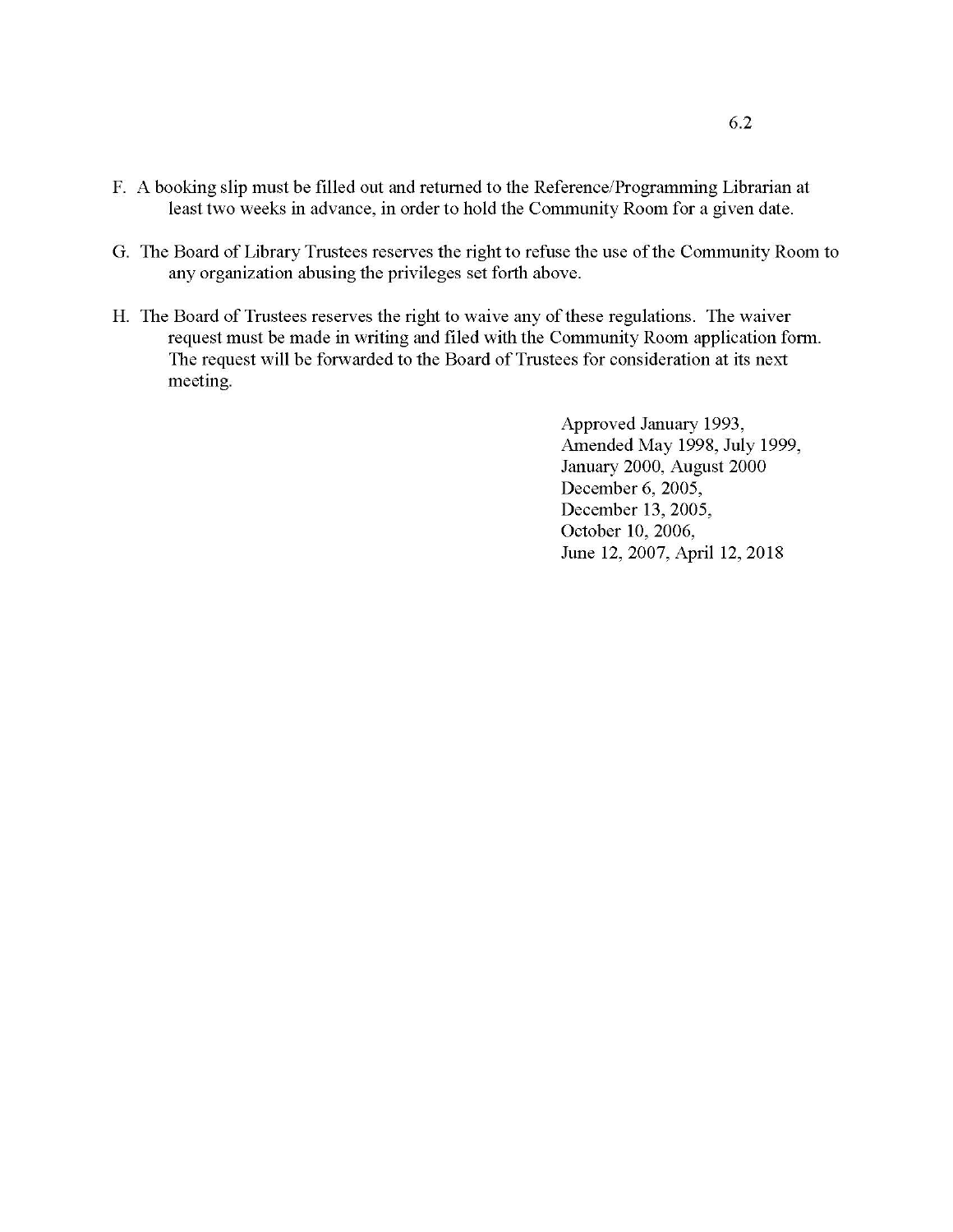F. A booking slip must be filled out and returned to the Reference/Programming Librarian at least two weeks in advance, in order to hold the Community Room for a given date.

G. The Board of Library Trustees reserves the right to refuse the use of the Community Room to any organization abusing the privileges set forth above.

H. The Board of Trustees reserves the right to waive any of these regulations. The waiver request must be made in writing and filed with the Community Room application form. The request will be forwarded to the Board of Trustees for consideration at its next meeting.

Approved January 1993,
Amended May 1998, July 1999,
January 2000, August 2000
December 6, 2005,
December 13, 2005,
October 10, 2006,
June 12, 2007, April 12, 2018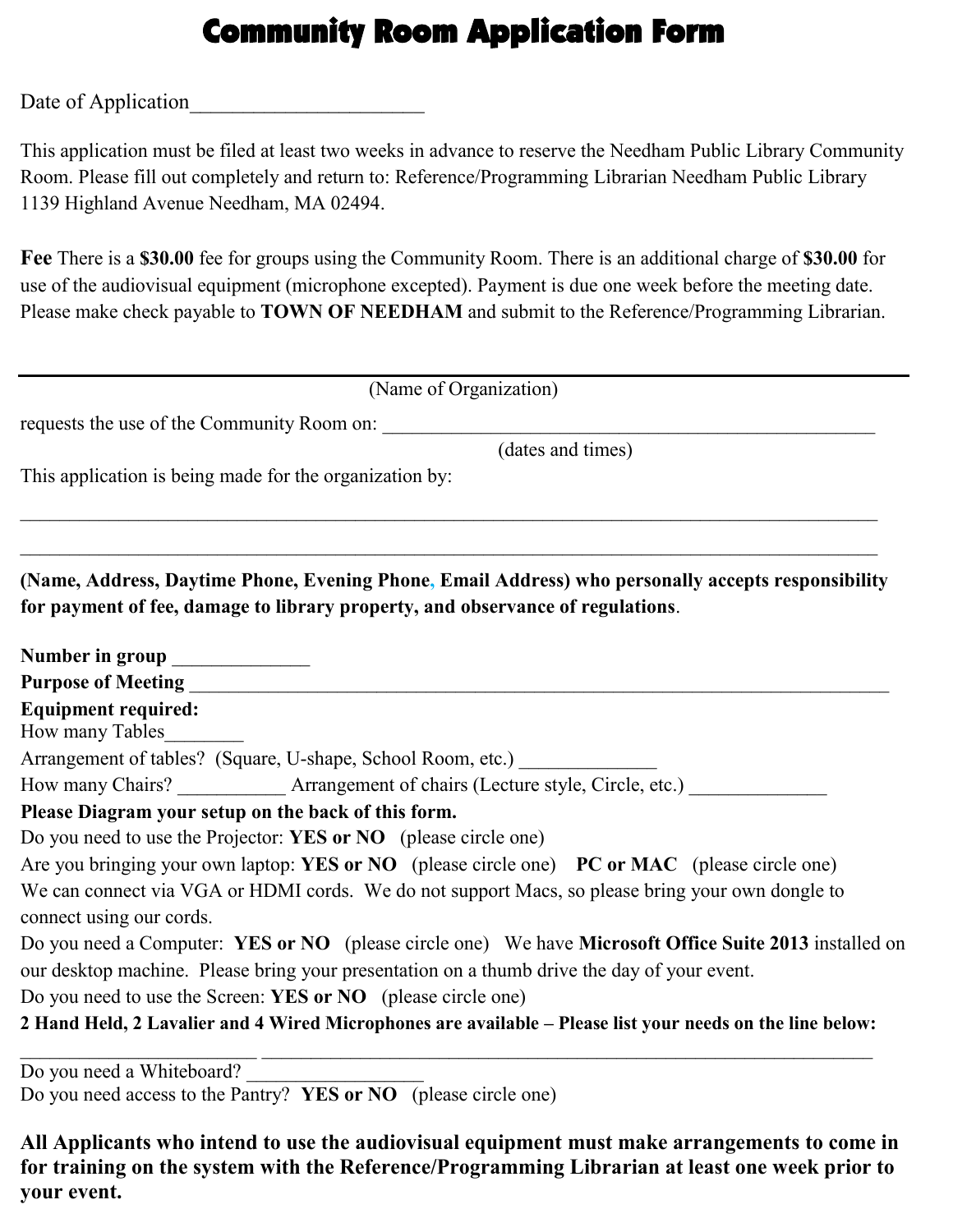# Community Room Application Form

Date of Application______________________

This application must be filed at least two weeks in advance to reserve the Needham Public Library Community Room. Please fill out completely and return to: Reference/Programming Librarian Needham Public Library 1139 Highland Avenue Needham, MA 02494.

**Fee** There is a **$30.00** fee for groups using the Community Room. There is an additional charge of **$30.00** for use of the audiovisual equipment (microphone excepted). Payment is due one week before the meeting date. Please make check payable to **TOWN OF NEEDHAM** and submit to the Reference/Programming Librarian.

______________________________________________________________________________________

(Name of Organization)

requests the use of the Community Room on: ____________________________________________________

(dates and times)

This application is being made for the organization by:

______________________________________________________________________________________

______________________________________________________________________________________

**(Name, Address, Daytime Phone, Evening Phone, Email Address) who personally accepts responsibility for payment of fee, damage to library property, and observance of regulations**.

**Number in group** ______________

**Purpose of Meeting** ___________________________________________________________________________

**Equipment required:**

How many Tables________

Arrangement of tables? (Square, U-shape, School Room, etc.) ______________

How many Chairs? ___________ Arrangement of chairs (Lecture style, Circle, etc.) ______________

**Please Diagram your setup on the back of this form.**

Do you need to use the Projector: **YES or NO** (please circle one)

Are you bringing your own laptop: **YES or NO** (please circle one) **PC or MAC** (please circle one)

We can connect via VGA or HDMI cords. We do not support Macs, so please bring your own dongle to connect using our cords.

Do you need a Computer: **YES or NO** (please circle one) We have **Microsoft Office Suite 2013** installed on our desktop machine. Please bring your presentation on a thumb drive the day of your event.

Do you need to use the Screen: **YES or NO** (please circle one)

**2 Hand Held, 2 Lavalier and 4 Wired Microphones are available – Please list your needs on the line below:**

________________________ ______________________________________________________________

Do you need a Whiteboard? _________________

Do you need access to the Pantry? **YES or NO** (please circle one)

**All Applicants who intend to use the audiovisual equipment must make arrangements to come in for training on the system with the Reference/Programming Librarian at least one week prior to your event.**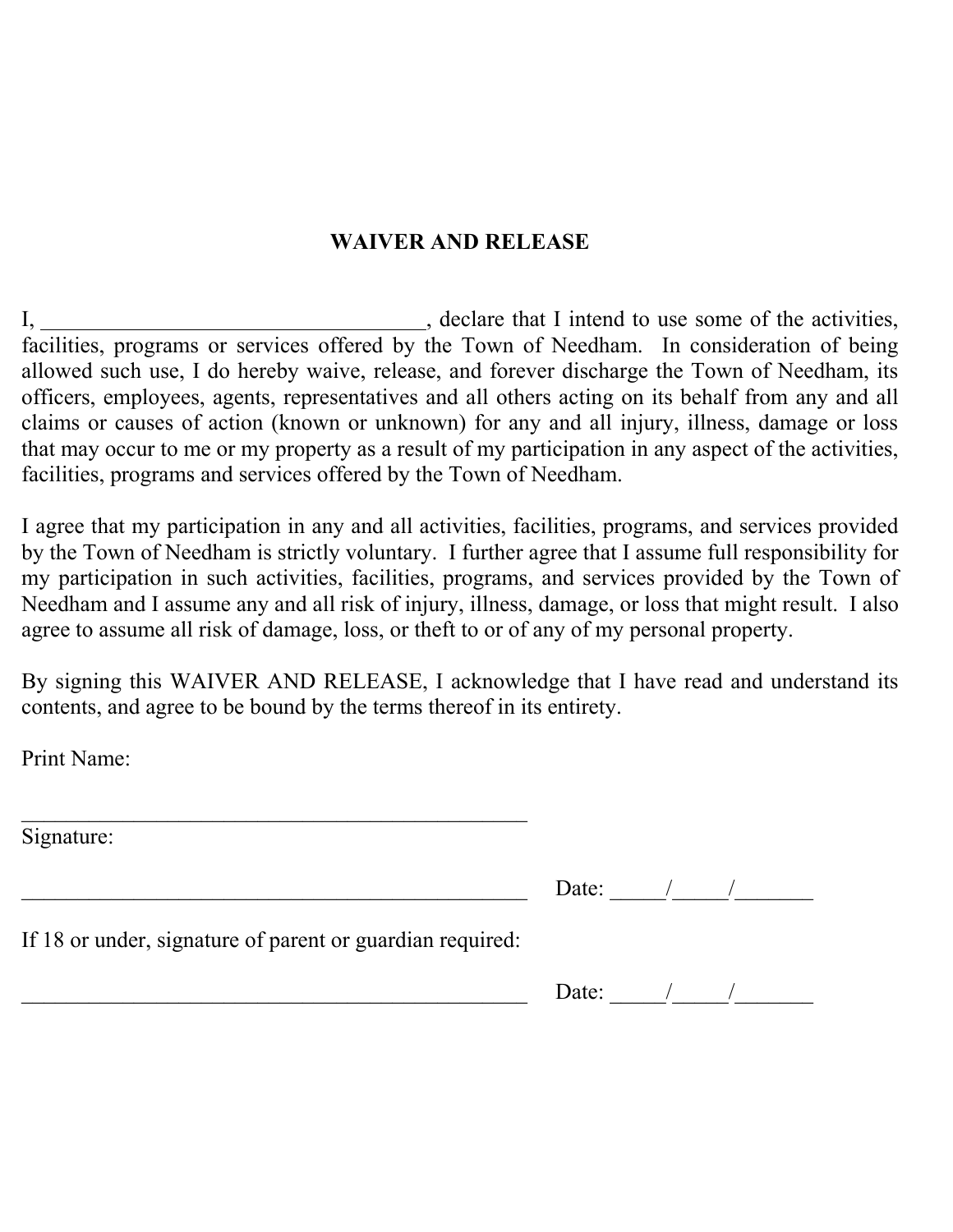# WAIVER AND RELEASE

I, ___________________________________, declare that I intend to use some of the activities, facilities, programs or services offered by the Town of Needham. In consideration of being allowed such use, I do hereby waive, release, and forever discharge the Town of Needham, its officers, employees, agents, representatives and all others acting on its behalf from any and all claims or causes of action (known or unknown) for any and all injury, illness, damage or loss that may occur to me or my property as a result of my participation in any aspect of the activities, facilities, programs and services offered by the Town of Needham.

I agree that my participation in any and all activities, facilities, programs, and services provided by the Town of Needham is strictly voluntary. I further agree that I assume full responsibility for my participation in such activities, facilities, programs, and services provided by the Town of Needham and I assume any and all risk of injury, illness, damage, or loss that might result. I also agree to assume all risk of damage, loss, or theft to or of any of my personal property.

By signing this WAIVER AND RELEASE, I acknowledge that I have read and understand its contents, and agree to be bound by the terms thereof in its entirety.

Print Name:

_________________________________________________

Signature:

_________________________________________________ Date: _____/_____/_______

If 18 or under, signature of parent or guardian required:

_________________________________________________ Date: _____/_____/_______